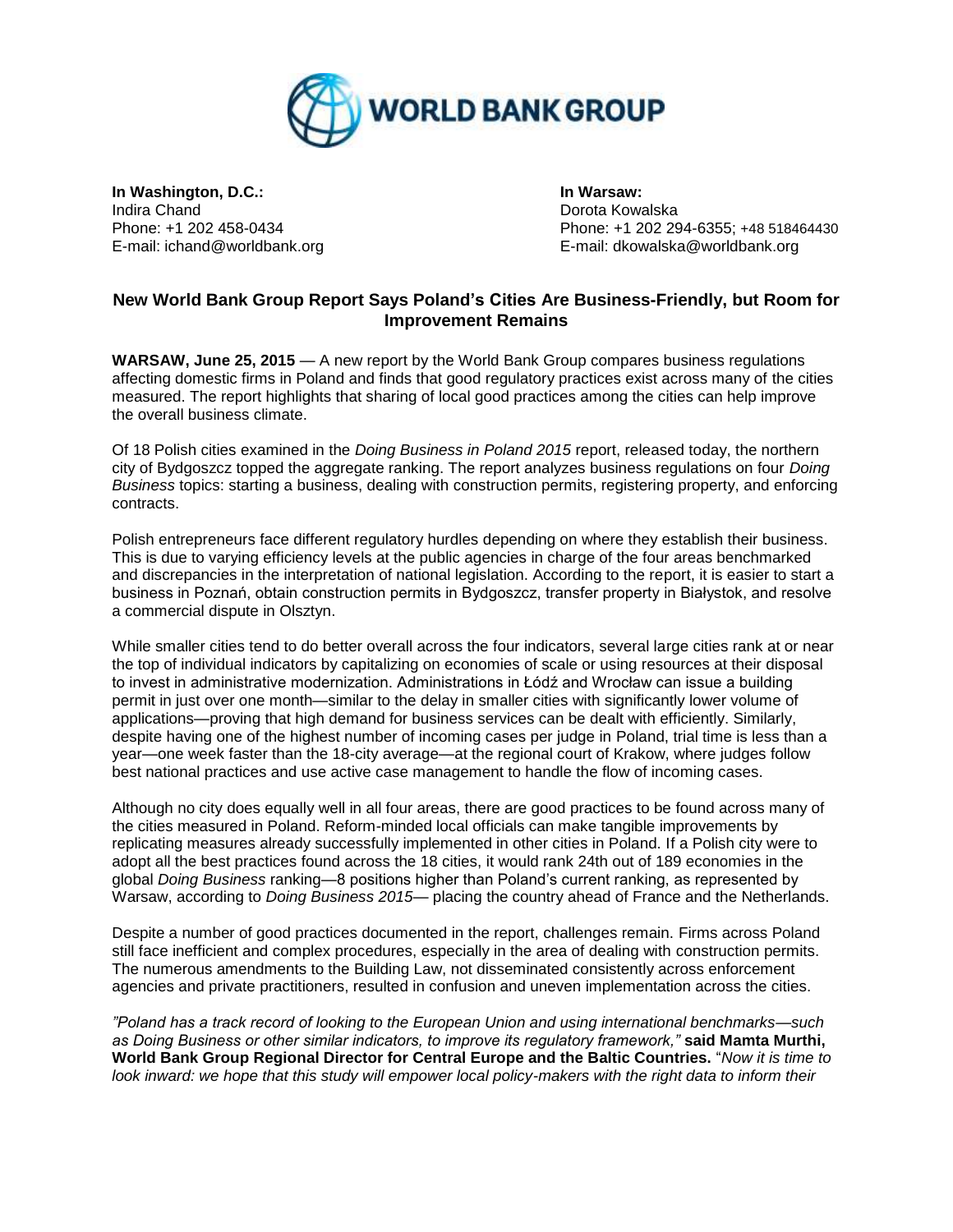WORLD BANK GROUP

**In Washington, D.C.:**
Indira Chand
Phone: +1 202 458-0434
E-mail: ichand@worldbank.org

**In Warsaw:**
Dorota Kowalska
Phone: +1 202 294-6355; +48 518464430
E-mail: dkowalska@worldbank.org

## New World Bank Group Report Says Poland's Cities Are Business-Friendly, but Room for Improvement Remains

**WARSAW, June 25, 2015** — A new report by the World Bank Group compares business regulations affecting domestic firms in Poland and finds that good regulatory practices exist across many of the cities measured. The report highlights that sharing of local good practices among the cities can help improve the overall business climate.

Of 18 Polish cities examined in the *Doing Business in Poland 2015* report, released today, the northern city of Bydgoszcz topped the aggregate ranking. The report analyzes business regulations on four *Doing Business* topics: starting a business, dealing with construction permits, registering property, and enforcing contracts.

Polish entrepreneurs face different regulatory hurdles depending on where they establish their business. This is due to varying efficiency levels at the public agencies in charge of the four areas benchmarked and discrepancies in the interpretation of national legislation. According to the report, it is easier to start a business in Poznań, obtain construction permits in Bydgoszcz, transfer property in Białystok, and resolve a commercial dispute in Olsztyn.

While smaller cities tend to do better overall across the four indicators, several large cities rank at or near the top of individual indicators by capitalizing on economies of scale or using resources at their disposal to invest in administrative modernization. Administrations in Łódź and Wrocław can issue a building permit in just over one month—similar to the delay in smaller cities with significantly lower volume of applications—proving that high demand for business services can be dealt with efficiently. Similarly, despite having one of the highest number of incoming cases per judge in Poland, trial time is less than a year—one week faster than the 18-city average—at the regional court of Krakow, where judges follow best national practices and use active case management to handle the flow of incoming cases.

Although no city does equally well in all four areas, there are good practices to be found across many of the cities measured in Poland. Reform-minded local officials can make tangible improvements by replicating measures already successfully implemented in other cities in Poland. If a Polish city were to adopt all the best practices found across the 18 cities, it would rank 24th out of 189 economies in the global *Doing Business* ranking—8 positions higher than Poland's current ranking, as represented by Warsaw, according to *Doing Business 2015*— placing the country ahead of France and the Netherlands.

Despite a number of good practices documented in the report, challenges remain. Firms across Poland still face inefficient and complex procedures, especially in the area of dealing with construction permits. The numerous amendments to the Building Law, not disseminated consistently across enforcement agencies and private practitioners, resulted in confusion and uneven implementation across the cities.

*"Poland has a track record of looking to the European Union and using international benchmarks—such as Doing Business or other similar indicators, to improve its regulatory framework,"* **said Mamta Murthi, World Bank Group Regional Director for Central Europe and the Baltic Countries.** "*Now it is time to look inward: we hope that this study will empower local policy-makers with the right data to inform their*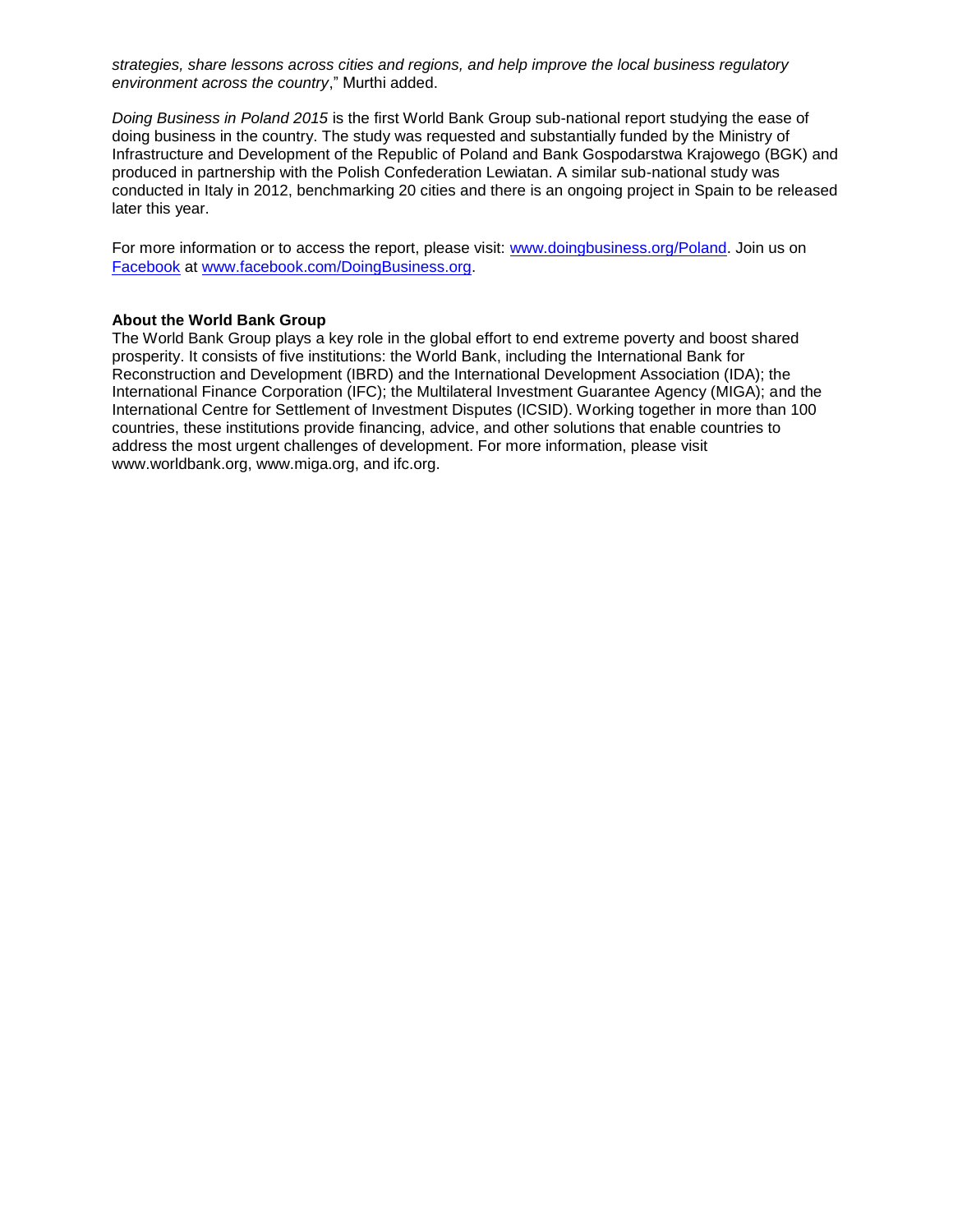*strategies, share lessons across cities and regions, and help improve the local business regulatory environment across the country*," Murthi added.

*Doing Business in Poland 2015* is the first World Bank Group sub-national report studying the ease of doing business in the country. The study was requested and substantially funded by the Ministry of Infrastructure and Development of the Republic of Poland and Bank Gospodarstwa Krajowego (BGK) and produced in partnership with the Polish Confederation Lewiatan. A similar sub-national study was conducted in Italy in 2012, benchmarking 20 cities and there is an ongoing project in Spain to be released later this year.

For more information or to access the report, please visit: [www.doingbusiness.org/Poland](www.doingbusiness.org/Poland). Join us on [Facebook](www.facebook.com/DoingBusiness.org) at [www.facebook.com/DoingBusiness.org](www.facebook.com/DoingBusiness.org).

**About the World Bank Group**
The World Bank Group plays a key role in the global effort to end extreme poverty and boost shared prosperity. It consists of five institutions: the World Bank, including the International Bank for Reconstruction and Development (IBRD) and the International Development Association (IDA); the International Finance Corporation (IFC); the Multilateral Investment Guarantee Agency (MIGA); and the International Centre for Settlement of Investment Disputes (ICSID). Working together in more than 100 countries, these institutions provide financing, advice, and other solutions that enable countries to address the most urgent challenges of development. For more information, please visit www.worldbank.org, www.miga.org, and ifc.org.